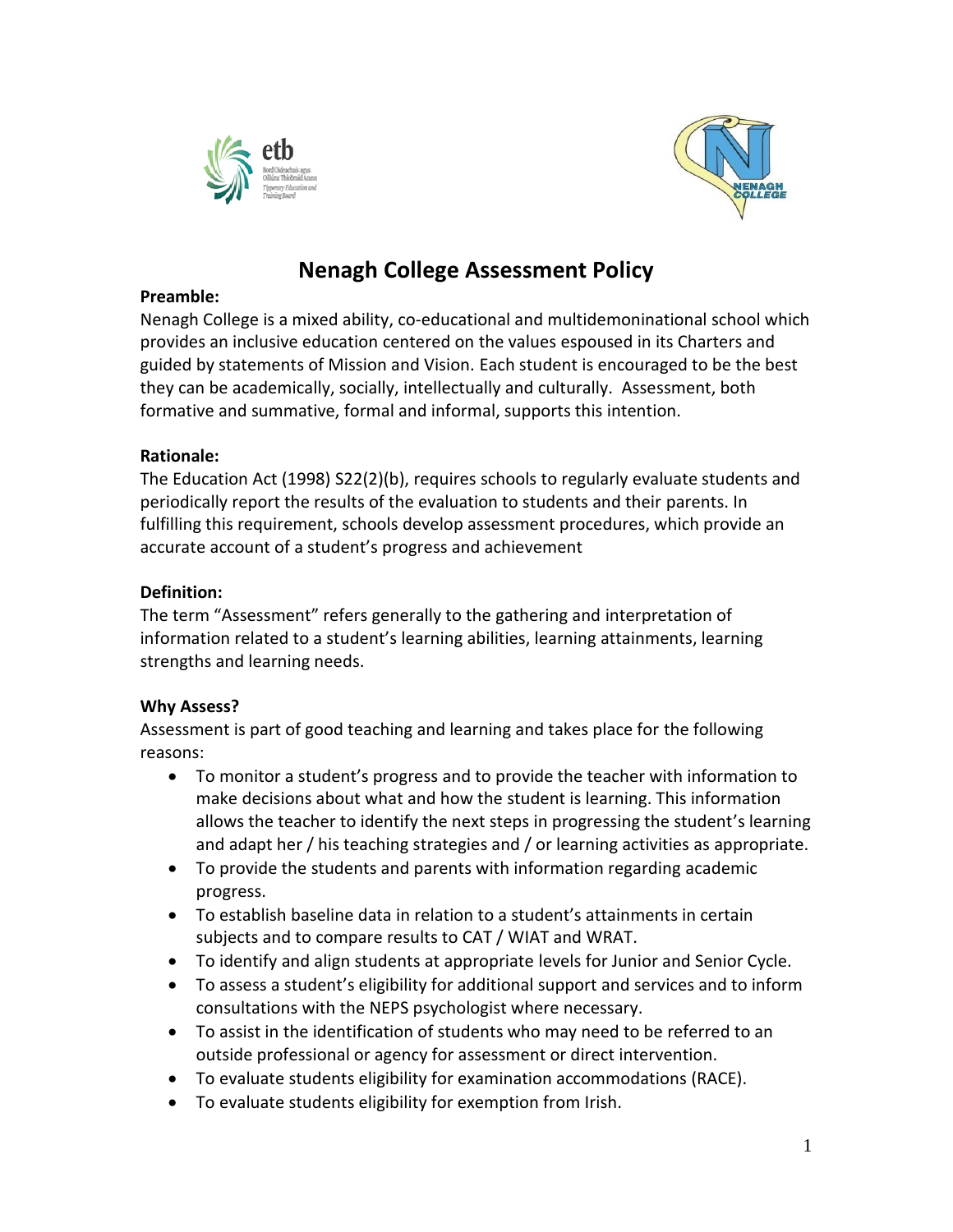# Nenagh College Assessment Policy

**Preamble:**

Nenagh College is a mixed ability, co-educational and multidemoninational school which provides an inclusive education centered on the values espoused in its Charters and guided by statements of Mission and Vision. Each student is encouraged to be the best they can be academically, socially, intellectually and culturally. Assessment, both formative and summative, formal and informal, supports this intention.

**Rationale:**

The Education Act (1998) S22(2)(b), requires schools to regularly evaluate students and periodically report the results of the evaluation to students and their parents. In fulfilling this requirement, schools develop assessment procedures, which provide an accurate account of a student's progress and achievement

**Definition:**

The term "Assessment" refers generally to the gathering and interpretation of information related to a student's learning abilities, learning attainments, learning strengths and learning needs.

**Why Assess?**

Assessment is part of good teaching and learning and takes place for the following reasons:

- To monitor a student's progress and to provide the teacher with information to make decisions about what and how the student is learning. This information allows the teacher to identify the next steps in progressing the student's learning and adapt her / his teaching strategies and / or learning activities as appropriate.
- To provide the students and parents with information regarding academic progress.
- To establish baseline data in relation to a student's attainments in certain subjects and to compare results to CAT / WIAT and WRAT.
- To identify and align students at appropriate levels for Junior and Senior Cycle.
- To assess a student's eligibility for additional support and services and to inform consultations with the NEPS psychologist where necessary.
- To assist in the identification of students who may need to be referred to an outside professional or agency for assessment or direct intervention.
- To evaluate students eligibility for examination accommodations (RACE).
- To evaluate students eligibility for exemption from Irish.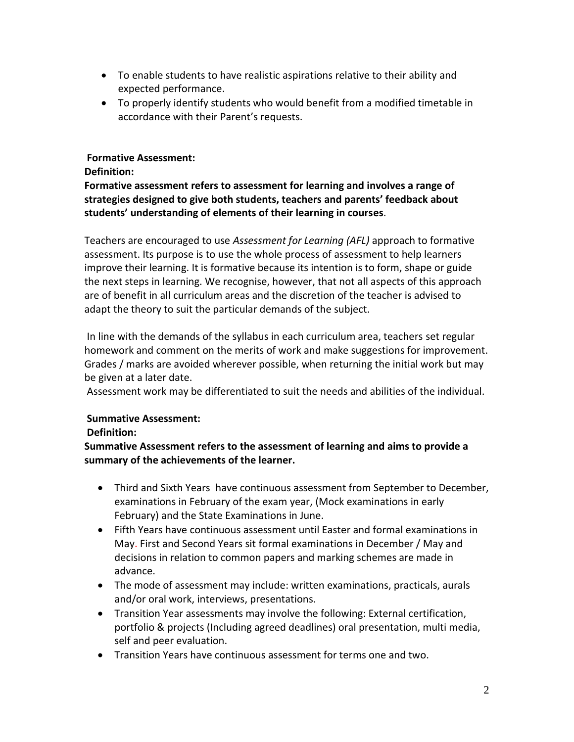- To enable students to have realistic aspirations relative to their ability and expected performance.
- To properly identify students who would benefit from a modified timetable in accordance with their Parent's requests.

**Formative Assessment:**

**Definition:**

**Formative assessment refers to assessment for learning and involves a range of strategies designed to give both students, teachers and parents' feedback about students' understanding of elements of their learning in courses**.

Teachers are encouraged to use *Assessment for Learning (AFL)* approach to formative assessment. Its purpose is to use the whole process of assessment to help learners improve their learning. It is formative because its intention is to form, shape or guide the next steps in learning. We recognise, however, that not all aspects of this approach are of benefit in all curriculum areas and the discretion of the teacher is advised to adapt the theory to suit the particular demands of the subject.

In line with the demands of the syllabus in each curriculum area, teachers set regular homework and comment on the merits of work and make suggestions for improvement. Grades / marks are avoided wherever possible, when returning the initial work but may be given at a later date.

Assessment work may be differentiated to suit the needs and abilities of the individual.

**Summative Assessment:**

**Definition:**

**Summative Assessment refers to the assessment of learning and aims to provide a summary of the achievements of the learner.**

- Third and Sixth Years have continuous assessment from September to December, examinations in February of the exam year, (Mock examinations in early February) and the State Examinations in June.
- Fifth Years have continuous assessment until Easter and formal examinations in May. First and Second Years sit formal examinations in December / May and decisions in relation to common papers and marking schemes are made in advance.
- The mode of assessment may include: written examinations, practicals, aurals and/or oral work, interviews, presentations.
- Transition Year assessments may involve the following: External certification, portfolio & projects (Including agreed deadlines) oral presentation, multi media, self and peer evaluation.
- Transition Years have continuous assessment for terms one and two.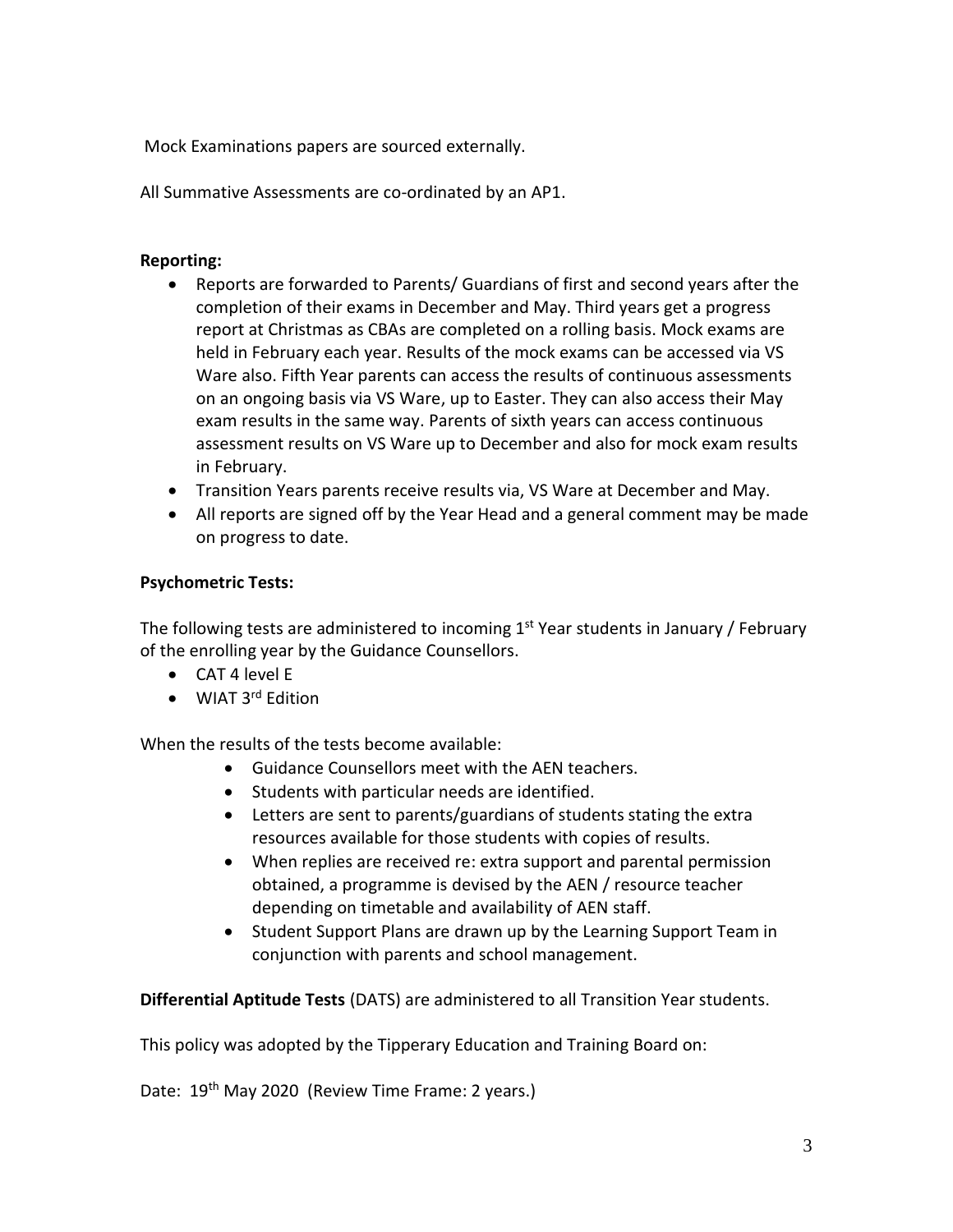Mock Examinations papers are sourced externally.

All Summative Assessments are co-ordinated by an AP1.

**Reporting:**

- Reports are forwarded to Parents/ Guardians of first and second years after the completion of their exams in December and May. Third years get a progress report at Christmas as CBAs are completed on a rolling basis. Mock exams are held in February each year. Results of the mock exams can be accessed via VS Ware also. Fifth Year parents can access the results of continuous assessments on an ongoing basis via VS Ware, up to Easter. They can also access their May exam results in the same way. Parents of sixth years can access continuous assessment results on VS Ware up to December and also for mock exam results in February.
- Transition Years parents receive results via, VS Ware at December and May.
- All reports are signed off by the Year Head and a general comment may be made on progress to date.

**Psychometric Tests:**

The following tests are administered to incoming 1st Year students in January / February of the enrolling year by the Guidance Counsellors.

- CAT 4 level E
- WIAT 3rd Edition

When the results of the tests become available:

- Guidance Counsellors meet with the AEN teachers.
- Students with particular needs are identified.
- Letters are sent to parents/guardians of students stating the extra resources available for those students with copies of results.
- When replies are received re: extra support and parental permission obtained, a programme is devised by the AEN / resource teacher depending on timetable and availability of AEN staff.
- Student Support Plans are drawn up by the Learning Support Team in conjunction with parents and school management.

**Differential Aptitude Tests** (DATS) are administered to all Transition Year students.

This policy was adopted by the Tipperary Education and Training Board on:

Date: 19th May 2020 (Review Time Frame: 2 years.)